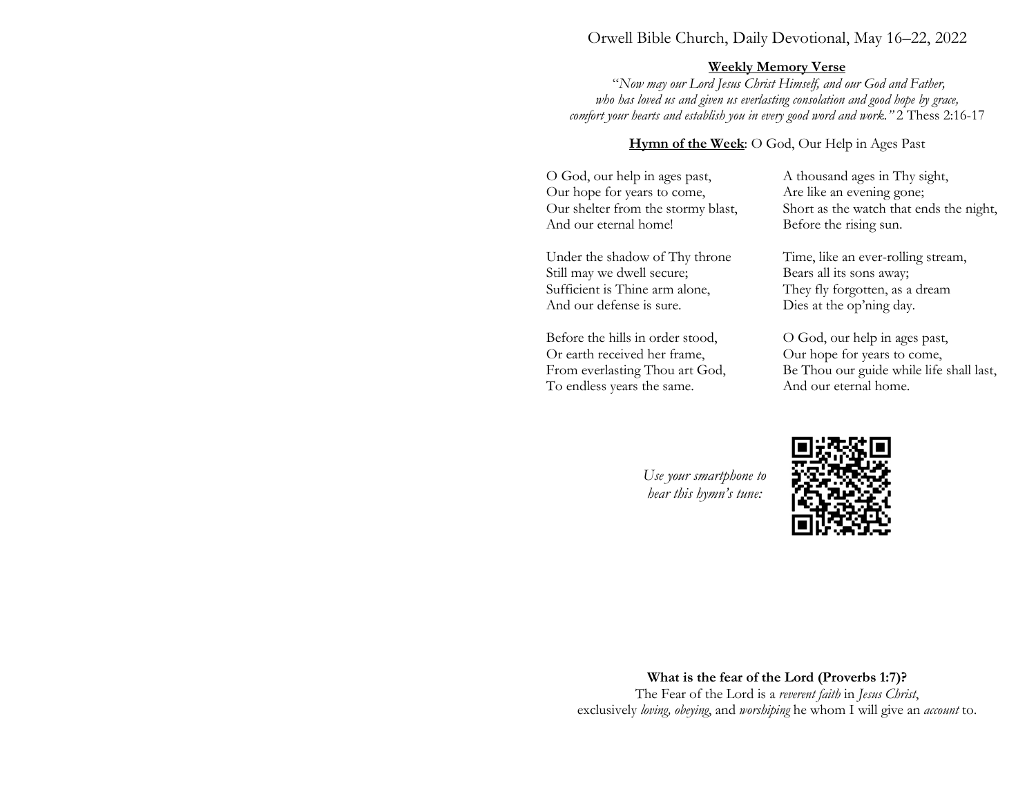# Orwell Bible Church, Daily Devotional, May 16–22, 2022

**Weekly Memory Verse**

"*Now may our Lord Jesus Christ Himself, and our God and Father, who has loved us and given us everlasting consolation and good hope by grace, comfort your hearts and establish you in every good word and work.*" 2 Thess 2:16-17

**Hymn of the Week**: O God, Our Help in Ages Past

O God, our help in ages past,
Our hope for years to come,
Our shelter from the stormy blast,
And our eternal home!

Under the shadow of Thy throne
Still may we dwell secure;
Sufficient is Thine arm alone,
And our defense is sure.

Before the hills in order stood,
Or earth received her frame,
From everlasting Thou art God,
To endless years the same.

A thousand ages in Thy sight,
Are like an evening gone;
Short as the watch that ends the night,
Before the rising sun.

Time, like an ever-rolling stream,
Bears all its sons away;
They fly forgotten, as a dream
Dies at the op'ning day.

O God, our help in ages past,
Our hope for years to come,
Be Thou our guide while life shall last,
And our eternal home.

*Use your smartphone to hear this hymn's tune:*

**What is the fear of the Lord (Proverbs 1:7)?**

The Fear of the Lord is a *reverent faith* in *Jesus Christ*, exclusively *loving, obeying*, and *worshiping* he whom I will give an *account* to.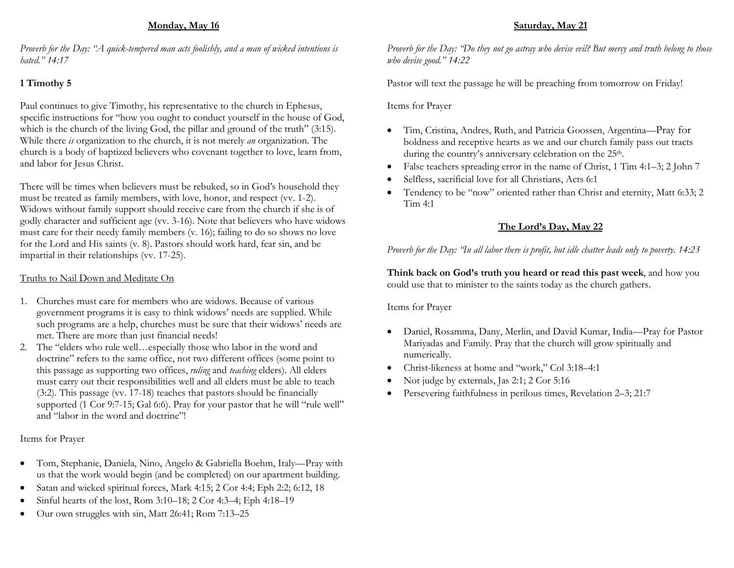## Monday, May 16

*Proverb for the Day: "A quick-tempered man acts foolishly, and a man of wicked intentions is hated." 14:17*

**1 Timothy 5**

Paul continues to give Timothy, his representative to the church in Ephesus, specific instructions for "how you ought to conduct yourself in the house of God, which is the church of the living God, the pillar and ground of the truth" (3:15). While there *is* organization to the church, it is not merely *an* organization. The church is a body of baptized believers who covenant together to love, learn from, and labor for Jesus Christ.

There will be times when believers must be rebuked, so in God's household they must be treated as family members, with love, honor, and respect (vv. 1-2). Widows without family support should receive care from the church if she is of godly character and sufficient age (vv. 3-16). Note that believers who have widows must care for their needy family members (v. 16); failing to do so shows no love for the Lord and His saints (v. 8). Pastors should work hard, fear sin, and be impartial in their relationships (vv. 17-25).

Truths to Nail Down and Meditate On

1. Churches must care for members who are widows. Because of various government programs it is easy to think widows' needs are supplied. While such programs are a help, churches must be sure that their widows' needs are met. There are more than just financial needs!
2. The "elders who rule well…especially those who labor in the word and doctrine" refers to the same office, not two different offices (some point to this passage as supporting two offices, *ruling* and *teaching* elders). All elders must carry out their responsibilities well and all elders must be able to teach (3:2). This passage (vv. 17-18) teaches that pastors should be financially supported (1 Cor 9:7-15; Gal 6:6). Pray for your pastor that he will "rule well" and "labor in the word and doctrine"!

Items for Prayer

- Tom, Stephanie, Daniela, Nino, Angelo & Gabriella Boehm, Italy—Pray with us that the work would begin (and be completed) on our apartment building.
- Satan and wicked spiritual forces, Mark 4:15; 2 Cor 4:4; Eph 2:2; 6:12, 18
- Sinful hearts of the lost, Rom 3:10–18; 2 Cor 4:3–4; Eph 4:18–19
- Our own struggles with sin, Matt 26:41; Rom 7:13–25

## Saturday, May 21

*Proverb for the Day: "Do they not go astray who devise evil? But mercy and truth belong to those who devise good." 14:22*

Pastor will text the passage he will be preaching from tomorrow on Friday!

Items for Prayer

- Tim, Cristina, Andres, Ruth, and Patricia Goossen, Argentina—Pray for boldness and receptive hearts as we and our church family pass out tracts during the country's anniversary celebration on the 25th.
- False teachers spreading error in the name of Christ, 1 Tim 4:1–3; 2 John 7
- Selfless, sacrificial love for all Christians, Acts 6:1
- Tendency to be "now" oriented rather than Christ and eternity, Matt 6:33; 2 Tim 4:1

## The Lord's Day, May 22

*Proverb for the Day: "In all labor there is profit, but idle chatter leads only to poverty. 14:23*

**Think back on God's truth you heard or read this past week**, and how you could use that to minister to the saints today as the church gathers.

Items for Prayer

- Daniel, Rosamma, Dany, Merlin, and David Kumar, India—Pray for Pastor Mariyadas and Family. Pray that the church will grow spiritually and numerically.
- Christ-likeness at home and "work," Col 3:18–4:1
- Not judge by externals, Jas 2:1; 2 Cor 5:16
- Persevering faithfulness in perilous times, Revelation 2–3; 21:7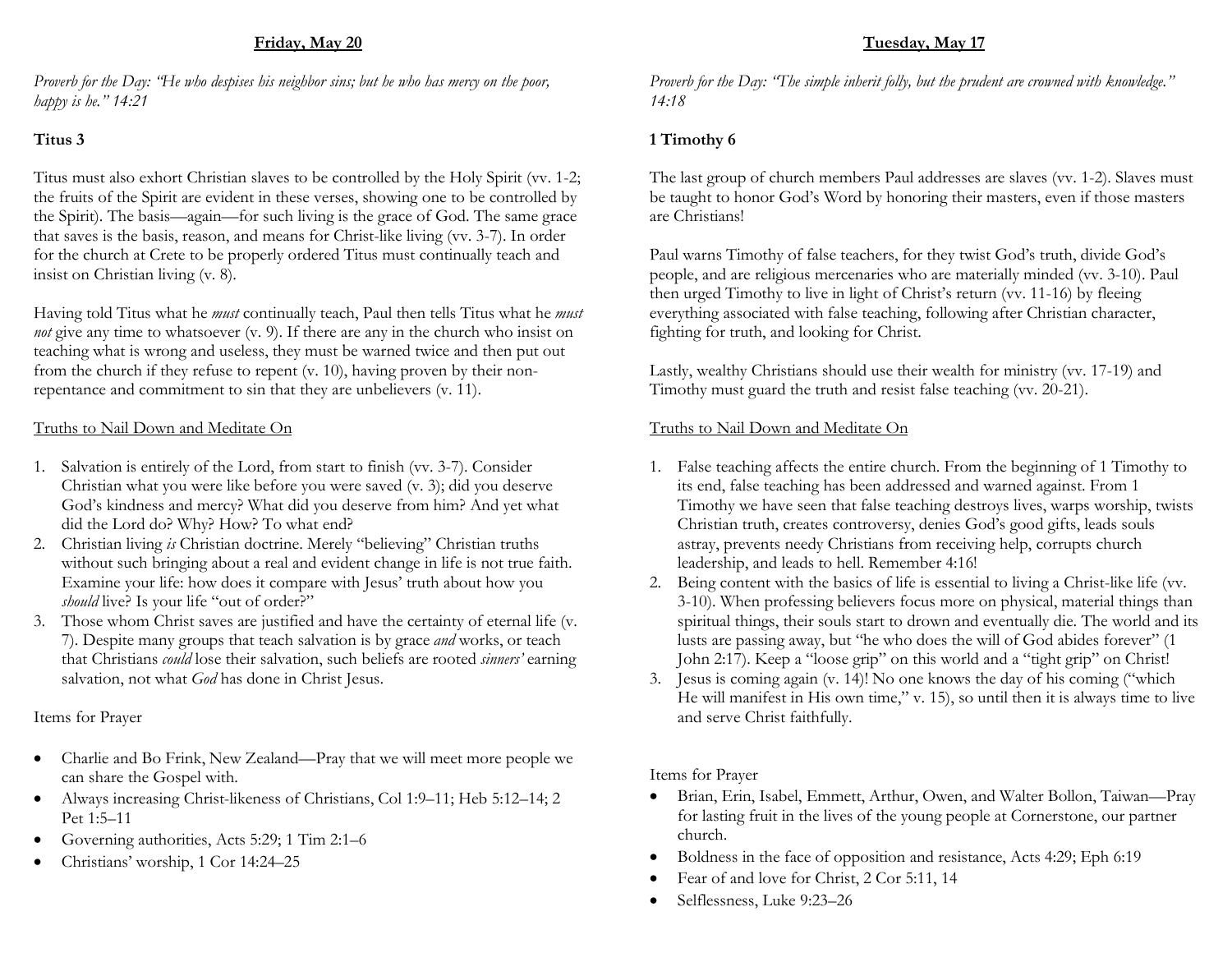## Friday, May 20

*Proverb for the Day: "He who despises his neighbor sins; but he who has mercy on the poor, happy is he." 14:21*

**Titus 3**

Titus must also exhort Christian slaves to be controlled by the Holy Spirit (vv. 1-2; the fruits of the Spirit are evident in these verses, showing one to be controlled by the Spirit). The basis—again—for such living is the grace of God. The same grace that saves is the basis, reason, and means for Christ-like living (vv. 3-7). In order for the church at Crete to be properly ordered Titus must continually teach and insist on Christian living (v. 8).

Having told Titus what he *must* continually teach, Paul then tells Titus what he *must not* give any time to whatsoever (v. 9). If there are any in the church who insist on teaching what is wrong and useless, they must be warned twice and then put out from the church if they refuse to repent (v. 10), having proven by their non-repentance and commitment to sin that they are unbelievers (v. 11).

Truths to Nail Down and Meditate On

1. Salvation is entirely of the Lord, from start to finish (vv. 3-7). Consider Christian what you were like before you were saved (v. 3); did you deserve God's kindness and mercy? What did you deserve from him? And yet what did the Lord do? Why? How? To what end?
2. Christian living *is* Christian doctrine. Merely "believing" Christian truths without such bringing about a real and evident change in life is not true faith. Examine your life: how does it compare with Jesus' truth about how you *should* live? Is your life "out of order?"
3. Those whom Christ saves are justified and have the certainty of eternal life (v. 7). Despite many groups that teach salvation is by grace *and* works, or teach that Christians *could* lose their salvation, such beliefs are rooted *sinners'* earning salvation, not what *God* has done in Christ Jesus.

Items for Prayer

- Charlie and Bo Frink, New Zealand—Pray that we will meet more people we can share the Gospel with.
- Always increasing Christ-likeness of Christians, Col 1:9–11; Heb 5:12–14; 2 Pet 1:5–11
- Governing authorities, Acts 5:29; 1 Tim 2:1–6
- Christians' worship, 1 Cor 14:24–25

## Tuesday, May 17

*Proverb for the Day: "The simple inherit folly, but the prudent are crowned with knowledge." 14:18*

**1 Timothy 6**

The last group of church members Paul addresses are slaves (vv. 1-2). Slaves must be taught to honor God's Word by honoring their masters, even if those masters are Christians!

Paul warns Timothy of false teachers, for they twist God's truth, divide God's people, and are religious mercenaries who are materially minded (vv. 3-10). Paul then urged Timothy to live in light of Christ's return (vv. 11-16) by fleeing everything associated with false teaching, following after Christian character, fighting for truth, and looking for Christ.

Lastly, wealthy Christians should use their wealth for ministry (vv. 17-19) and Timothy must guard the truth and resist false teaching (vv. 20-21).

Truths to Nail Down and Meditate On

1. False teaching affects the entire church. From the beginning of 1 Timothy to its end, false teaching has been addressed and warned against. From 1 Timothy we have seen that false teaching destroys lives, warps worship, twists Christian truth, creates controversy, denies God's good gifts, leads souls astray, prevents needy Christians from receiving help, corrupts church leadership, and leads to hell. Remember 4:16!
2. Being content with the basics of life is essential to living a Christ-like life (vv. 3-10). When professing believers focus more on physical, material things than spiritual things, their souls start to drown and eventually die. The world and its lusts are passing away, but "he who does the will of God abides forever" (1 John 2:17). Keep a "loose grip" on this world and a "tight grip" on Christ!
3. Jesus is coming again (v. 14)! No one knows the day of his coming ("which He will manifest in His own time," v. 15), so until then it is always time to live and serve Christ faithfully.

Items for Prayer

- Brian, Erin, Isabel, Emmett, Arthur, Owen, and Walter Bollon, Taiwan—Pray for lasting fruit in the lives of the young people at Cornerstone, our partner church.
- Boldness in the face of opposition and resistance, Acts 4:29; Eph 6:19
- Fear of and love for Christ, 2 Cor 5:11, 14
- Selflessness, Luke 9:23–26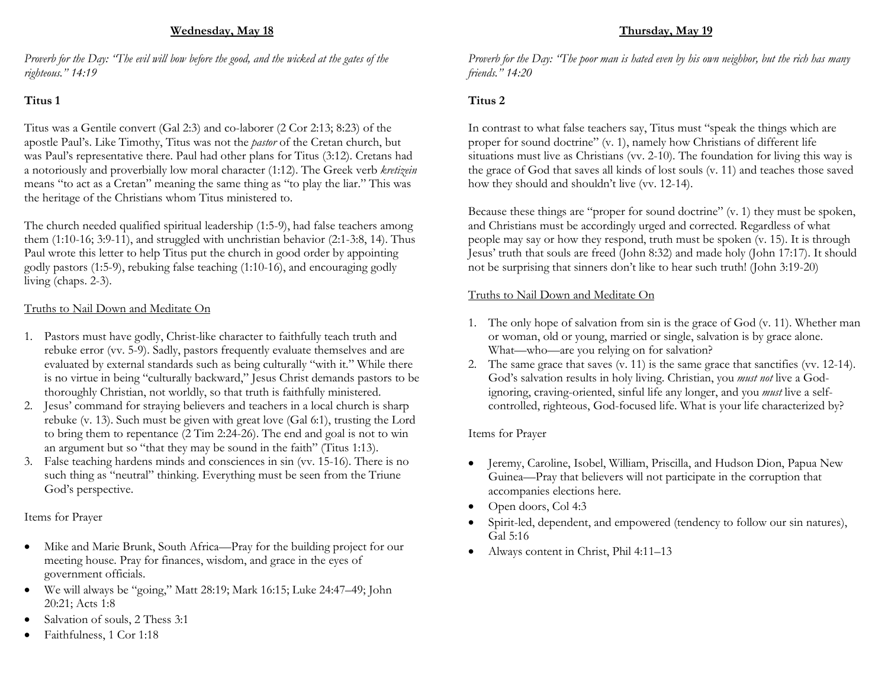## Wednesday, May 18

*Proverb for the Day: "The evil will bow before the good, and the wicked at the gates of the righteous." 14:19*

**Titus 1**

Titus was a Gentile convert (Gal 2:3) and co-laborer (2 Cor 2:13; 8:23) of the apostle Paul's. Like Timothy, Titus was not the *pastor* of the Cretan church, but was Paul's representative there. Paul had other plans for Titus (3:12). Cretans had a notoriously and proverbially low moral character (1:12). The Greek verb *kretizein* means "to act as a Cretan" meaning the same thing as "to play the liar." This was the heritage of the Christians whom Titus ministered to.

The church needed qualified spiritual leadership (1:5-9), had false teachers among them (1:10-16; 3:9-11), and struggled with unchristian behavior (2:1-3:8, 14). Thus Paul wrote this letter to help Titus put the church in good order by appointing godly pastors (1:5-9), rebuking false teaching (1:10-16), and encouraging godly living (chaps. 2-3).

Truths to Nail Down and Meditate On

1. Pastors must have godly, Christ-like character to faithfully teach truth and rebuke error (vv. 5-9). Sadly, pastors frequently evaluate themselves and are evaluated by external standards such as being culturally "with it." While there is no virtue in being "culturally backward," Jesus Christ demands pastors to be thoroughly Christian, not worldly, so that truth is faithfully ministered.
2. Jesus' command for straying believers and teachers in a local church is sharp rebuke (v. 13). Such must be given with great love (Gal 6:1), trusting the Lord to bring them to repentance (2 Tim 2:24-26). The end and goal is not to win an argument but so "that they may be sound in the faith" (Titus 1:13).
3. False teaching hardens minds and consciences in sin (vv. 15-16). There is no such thing as "neutral" thinking. Everything must be seen from the Triune God's perspective.

Items for Prayer

- Mike and Marie Brunk, South Africa—Pray for the building project for our meeting house. Pray for finances, wisdom, and grace in the eyes of government officials.
- We will always be "going," Matt 28:19; Mark 16:15; Luke 24:47–49; John 20:21; Acts 1:8
- Salvation of souls, 2 Thess 3:1
- Faithfulness, 1 Cor 1:18

## Thursday, May 19

*Proverb for the Day: "The poor man is hated even by his own neighbor, but the rich has many friends." 14:20*

**Titus 2**

In contrast to what false teachers say, Titus must "speak the things which are proper for sound doctrine" (v. 1), namely how Christians of different life situations must live as Christians (vv. 2-10). The foundation for living this way is the grace of God that saves all kinds of lost souls (v. 11) and teaches those saved how they should and shouldn't live (vv. 12-14).

Because these things are "proper for sound doctrine" (v. 1) they must be spoken, and Christians must be accordingly urged and corrected. Regardless of what people may say or how they respond, truth must be spoken (v. 15). It is through Jesus' truth that souls are freed (John 8:32) and made holy (John 17:17). It should not be surprising that sinners don't like to hear such truth! (John 3:19-20)

Truths to Nail Down and Meditate On

1. The only hope of salvation from sin is the grace of God (v. 11). Whether man or woman, old or young, married or single, salvation is by grace alone. What—who—are you relying on for salvation?
2. The same grace that saves (v. 11) is the same grace that sanctifies (vv. 12-14). God's salvation results in holy living. Christian, you *must not* live a God-ignoring, craving-oriented, sinful life any longer, and you *must* live a self-controlled, righteous, God-focused life. What is your life characterized by?

Items for Prayer

- Jeremy, Caroline, Isobel, William, Priscilla, and Hudson Dion, Papua New Guinea—Pray that believers will not participate in the corruption that accompanies elections here.
- Open doors, Col 4:3
- Spirit-led, dependent, and empowered (tendency to follow our sin natures), Gal 5:16
- Always content in Christ, Phil 4:11–13